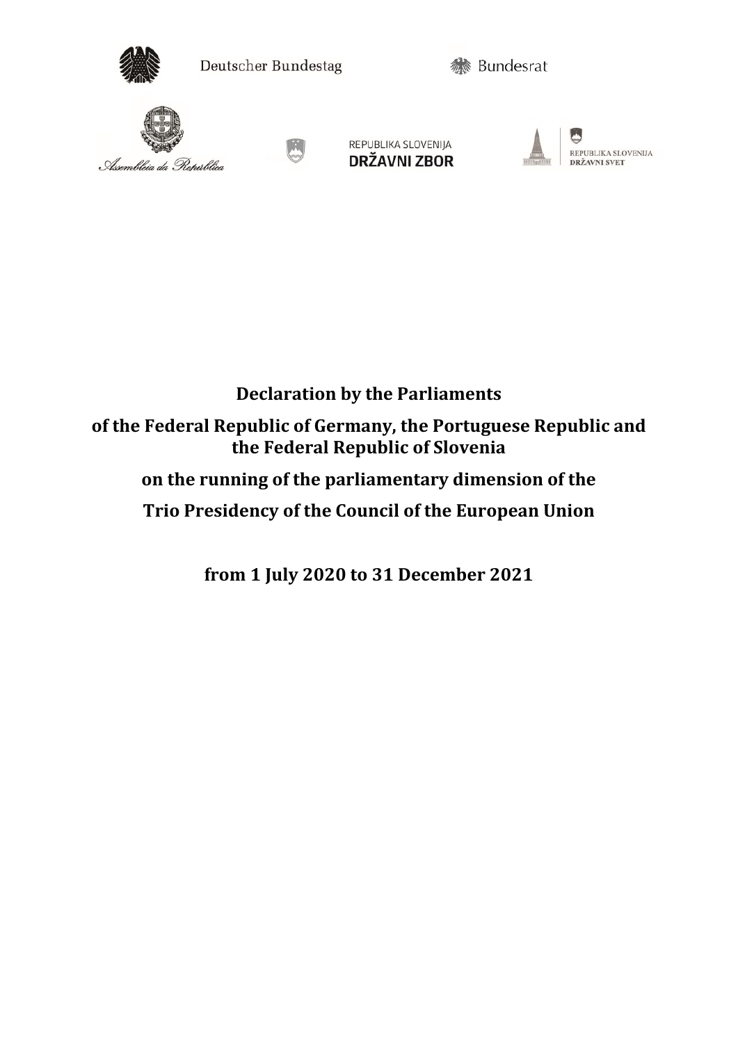Deutscher Bundestag

Bundesrat

Assembleia da República

REPUBLIKA SLOVENIJA
DRŽAVNI ZBOR

REPUBLIKA SLOVENIJA
DRŽAVNI SVET

# Declaration by the Parliaments

# of the Federal Republic of Germany, the Portuguese Republic and the Federal Republic of Slovenia

# on the running of the parliamentary dimension of the

# Trio Presidency of the Council of the European Union

# from 1 July 2020 to 31 December 2021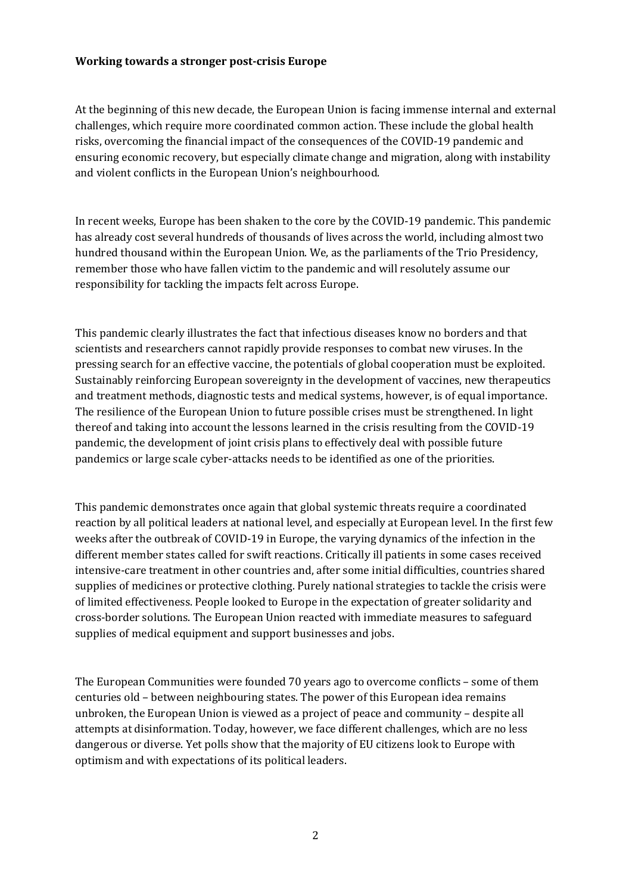**Working towards a stronger post-crisis Europe**

At the beginning of this new decade, the European Union is facing immense internal and external challenges, which require more coordinated common action. These include the global health risks, overcoming the financial impact of the consequences of the COVID-19 pandemic and ensuring economic recovery, but especially climate change and migration, along with instability and violent conflicts in the European Union's neighbourhood.

In recent weeks, Europe has been shaken to the core by the COVID-19 pandemic. This pandemic has already cost several hundreds of thousands of lives across the world, including almost two hundred thousand within the European Union. We, as the parliaments of the Trio Presidency, remember those who have fallen victim to the pandemic and will resolutely assume our responsibility for tackling the impacts felt across Europe.

This pandemic clearly illustrates the fact that infectious diseases know no borders and that scientists and researchers cannot rapidly provide responses to combat new viruses. In the pressing search for an effective vaccine, the potentials of global cooperation must be exploited. Sustainably reinforcing European sovereignty in the development of vaccines, new therapeutics and treatment methods, diagnostic tests and medical systems, however, is of equal importance. The resilience of the European Union to future possible crises must be strengthened. In light thereof and taking into account the lessons learned in the crisis resulting from the COVID-19 pandemic, the development of joint crisis plans to effectively deal with possible future pandemics or large scale cyber-attacks needs to be identified as one of the priorities.

This pandemic demonstrates once again that global systemic threats require a coordinated reaction by all political leaders at national level, and especially at European level. In the first few weeks after the outbreak of COVID-19 in Europe, the varying dynamics of the infection in the different member states called for swift reactions. Critically ill patients in some cases received intensive-care treatment in other countries and, after some initial difficulties, countries shared supplies of medicines or protective clothing. Purely national strategies to tackle the crisis were of limited effectiveness. People looked to Europe in the expectation of greater solidarity and cross-border solutions. The European Union reacted with immediate measures to safeguard supplies of medical equipment and support businesses and jobs.

The European Communities were founded 70 years ago to overcome conflicts – some of them centuries old – between neighbouring states. The power of this European idea remains unbroken, the European Union is viewed as a project of peace and community – despite all attempts at disinformation. Today, however, we face different challenges, which are no less dangerous or diverse. Yet polls show that the majority of EU citizens look to Europe with optimism and with expectations of its political leaders.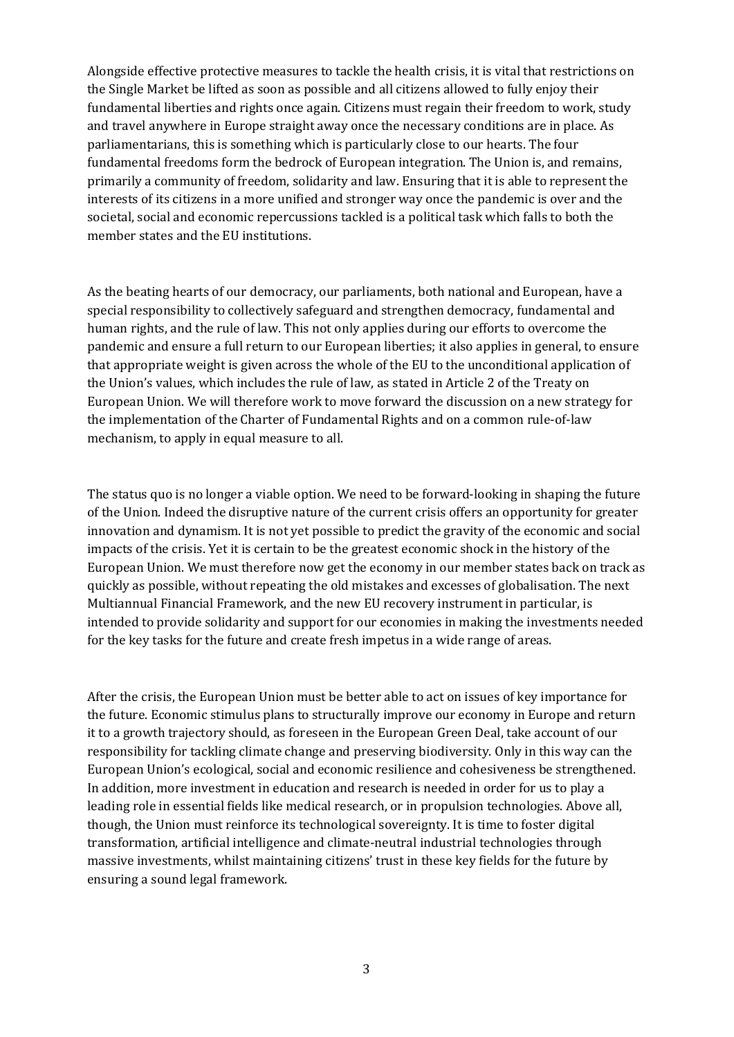Alongside effective protective measures to tackle the health crisis, it is vital that restrictions on the Single Market be lifted as soon as possible and all citizens allowed to fully enjoy their fundamental liberties and rights once again. Citizens must regain their freedom to work, study and travel anywhere in Europe straight away once the necessary conditions are in place. As parliamentarians, this is something which is particularly close to our hearts. The four fundamental freedoms form the bedrock of European integration. The Union is, and remains, primarily a community of freedom, solidarity and law. Ensuring that it is able to represent the interests of its citizens in a more unified and stronger way once the pandemic is over and the societal, social and economic repercussions tackled is a political task which falls to both the member states and the EU institutions.

As the beating hearts of our democracy, our parliaments, both national and European, have a special responsibility to collectively safeguard and strengthen democracy, fundamental and human rights, and the rule of law. This not only applies during our efforts to overcome the pandemic and ensure a full return to our European liberties; it also applies in general, to ensure that appropriate weight is given across the whole of the EU to the unconditional application of the Union's values, which includes the rule of law, as stated in Article 2 of the Treaty on European Union. We will therefore work to move forward the discussion on a new strategy for the implementation of the Charter of Fundamental Rights and on a common rule-of-law mechanism, to apply in equal measure to all.

The status quo is no longer a viable option. We need to be forward-looking in shaping the future of the Union. Indeed the disruptive nature of the current crisis offers an opportunity for greater innovation and dynamism. It is not yet possible to predict the gravity of the economic and social impacts of the crisis. Yet it is certain to be the greatest economic shock in the history of the European Union. We must therefore now get the economy in our member states back on track as quickly as possible, without repeating the old mistakes and excesses of globalisation. The next Multiannual Financial Framework, and the new EU recovery instrument in particular, is intended to provide solidarity and support for our economies in making the investments needed for the key tasks for the future and create fresh impetus in a wide range of areas.

After the crisis, the European Union must be better able to act on issues of key importance for the future. Economic stimulus plans to structurally improve our economy in Europe and return it to a growth trajectory should, as foreseen in the European Green Deal, take account of our responsibility for tackling climate change and preserving biodiversity. Only in this way can the European Union's ecological, social and economic resilience and cohesiveness be strengthened. In addition, more investment in education and research is needed in order for us to play a leading role in essential fields like medical research, or in propulsion technologies. Above all, though, the Union must reinforce its technological sovereignty. It is time to foster digital transformation, artificial intelligence and climate-neutral industrial technologies through massive investments, whilst maintaining citizens' trust in these key fields for the future by ensuring a sound legal framework.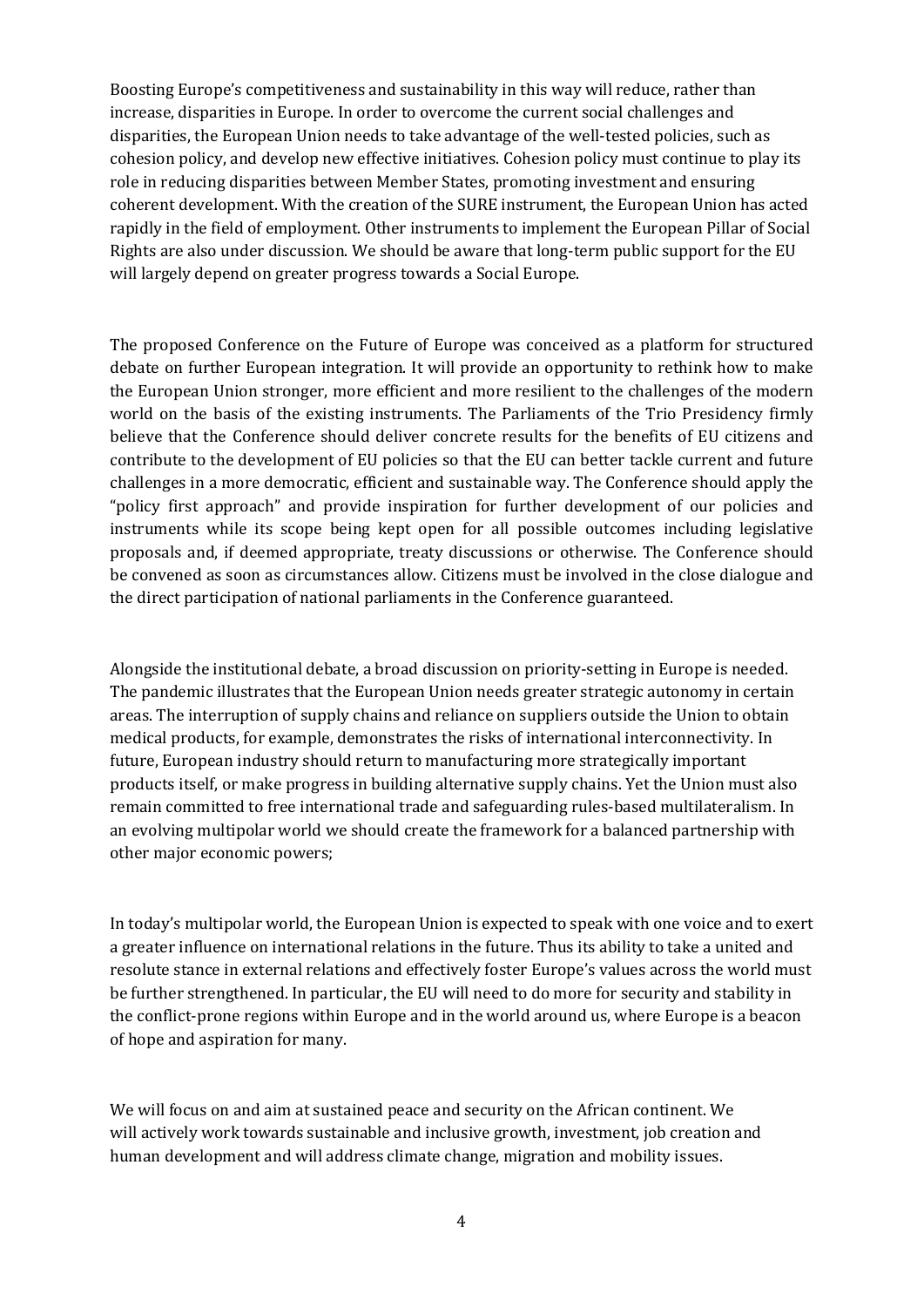Boosting Europe's competitiveness and sustainability in this way will reduce, rather than increase, disparities in Europe. In order to overcome the current social challenges and disparities, the European Union needs to take advantage of the well-tested policies, such as cohesion policy, and develop new effective initiatives. Cohesion policy must continue to play its role in reducing disparities between Member States, promoting investment and ensuring coherent development. With the creation of the SURE instrument, the European Union has acted rapidly in the field of employment. Other instruments to implement the European Pillar of Social Rights are also under discussion. We should be aware that long-term public support for the EU will largely depend on greater progress towards a Social Europe.

The proposed Conference on the Future of Europe was conceived as a platform for structured debate on further European integration. It will provide an opportunity to rethink how to make the European Union stronger, more efficient and more resilient to the challenges of the modern world on the basis of the existing instruments. The Parliaments of the Trio Presidency firmly believe that the Conference should deliver concrete results for the benefits of EU citizens and contribute to the development of EU policies so that the EU can better tackle current and future challenges in a more democratic, efficient and sustainable way. The Conference should apply the "policy first approach" and provide inspiration for further development of our policies and instruments while its scope being kept open for all possible outcomes including legislative proposals and, if deemed appropriate, treaty discussions or otherwise. The Conference should be convened as soon as circumstances allow. Citizens must be involved in the close dialogue and the direct participation of national parliaments in the Conference guaranteed.

Alongside the institutional debate, a broad discussion on priority-setting in Europe is needed. The pandemic illustrates that the European Union needs greater strategic autonomy in certain areas. The interruption of supply chains and reliance on suppliers outside the Union to obtain medical products, for example, demonstrates the risks of international interconnectivity. In future, European industry should return to manufacturing more strategically important products itself, or make progress in building alternative supply chains. Yet the Union must also remain committed to free international trade and safeguarding rules-based multilateralism. In an evolving multipolar world we should create the framework for a balanced partnership with other major economic powers;

In today's multipolar world, the European Union is expected to speak with one voice and to exert a greater influence on international relations in the future. Thus its ability to take a united and resolute stance in external relations and effectively foster Europe's values across the world must be further strengthened. In particular, the EU will need to do more for security and stability in the conflict-prone regions within Europe and in the world around us, where Europe is a beacon of hope and aspiration for many.

We will focus on and aim at sustained peace and security on the African continent. We will actively work towards sustainable and inclusive growth, investment, job creation and human development and will address climate change, migration and mobility issues.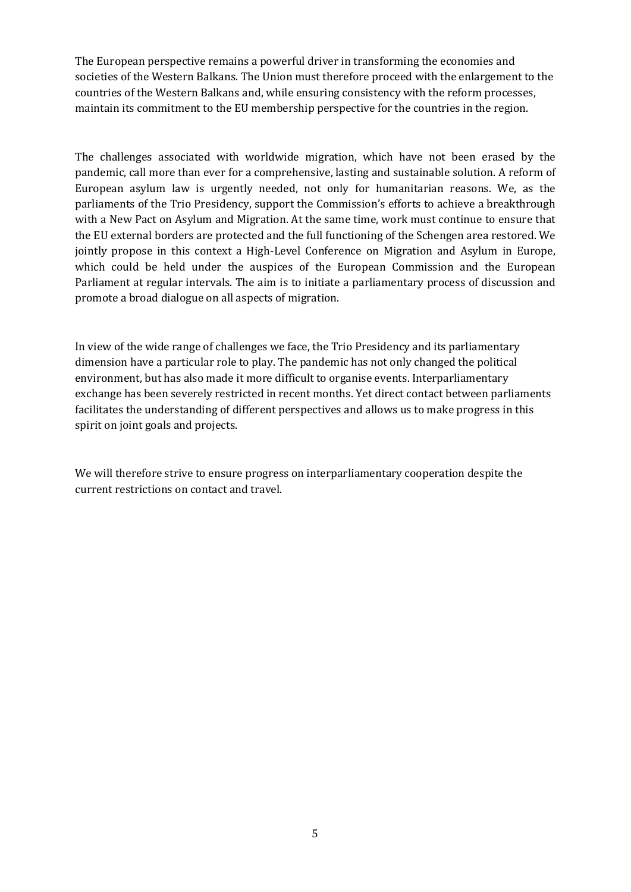The European perspective remains a powerful driver in transforming the economies and societies of the Western Balkans. The Union must therefore proceed with the enlargement to the countries of the Western Balkans and, while ensuring consistency with the reform processes, maintain its commitment to the EU membership perspective for the countries in the region.

The challenges associated with worldwide migration, which have not been erased by the pandemic, call more than ever for a comprehensive, lasting and sustainable solution. A reform of European asylum law is urgently needed, not only for humanitarian reasons. We, as the parliaments of the Trio Presidency, support the Commission's efforts to achieve a breakthrough with a New Pact on Asylum and Migration. At the same time, work must continue to ensure that the EU external borders are protected and the full functioning of the Schengen area restored. We jointly propose in this context a High-Level Conference on Migration and Asylum in Europe, which could be held under the auspices of the European Commission and the European Parliament at regular intervals. The aim is to initiate a parliamentary process of discussion and promote a broad dialogue on all aspects of migration.

In view of the wide range of challenges we face, the Trio Presidency and its parliamentary dimension have a particular role to play. The pandemic has not only changed the political environment, but has also made it more difficult to organise events. Interparliamentary exchange has been severely restricted in recent months. Yet direct contact between parliaments facilitates the understanding of different perspectives and allows us to make progress in this spirit on joint goals and projects.

We will therefore strive to ensure progress on interparliamentary cooperation despite the current restrictions on contact and travel.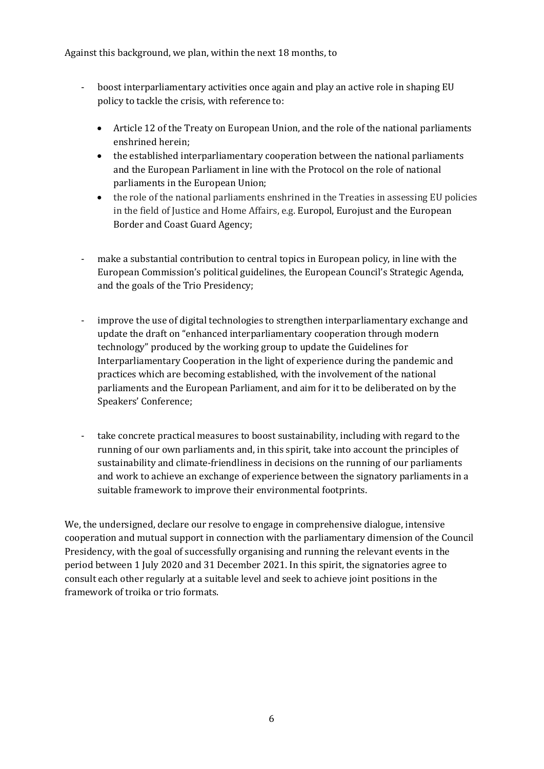Against this background, we plan, within the next 18 months, to

- boost interparliamentary activities once again and play an active role in shaping EU policy to tackle the crisis, with reference to:

  - Article 12 of the Treaty on European Union, and the role of the national parliaments enshrined herein;
  - the established interparliamentary cooperation between the national parliaments and the European Parliament in line with the Protocol on the role of national parliaments in the European Union;
  - the role of the national parliaments enshrined in the Treaties in assessing EU policies in the field of Justice and Home Affairs, e.g. Europol, Eurojust and the European Border and Coast Guard Agency;

- make a substantial contribution to central topics in European policy, in line with the European Commission's political guidelines, the European Council's Strategic Agenda, and the goals of the Trio Presidency;

- improve the use of digital technologies to strengthen interparliamentary exchange and update the draft on "enhanced interparliamentary cooperation through modern technology" produced by the working group to update the Guidelines for Interparliamentary Cooperation in the light of experience during the pandemic and practices which are becoming established, with the involvement of the national parliaments and the European Parliament, and aim for it to be deliberated on by the Speakers' Conference;

- take concrete practical measures to boost sustainability, including with regard to the running of our own parliaments and, in this spirit, take into account the principles of sustainability and climate-friendliness in decisions on the running of our parliaments and work to achieve an exchange of experience between the signatory parliaments in a suitable framework to improve their environmental footprints.

We, the undersigned, declare our resolve to engage in comprehensive dialogue, intensive cooperation and mutual support in connection with the parliamentary dimension of the Council Presidency, with the goal of successfully organising and running the relevant events in the period between 1 July 2020 and 31 December 2021. In this spirit, the signatories agree to consult each other regularly at a suitable level and seek to achieve joint positions in the framework of troika or trio formats.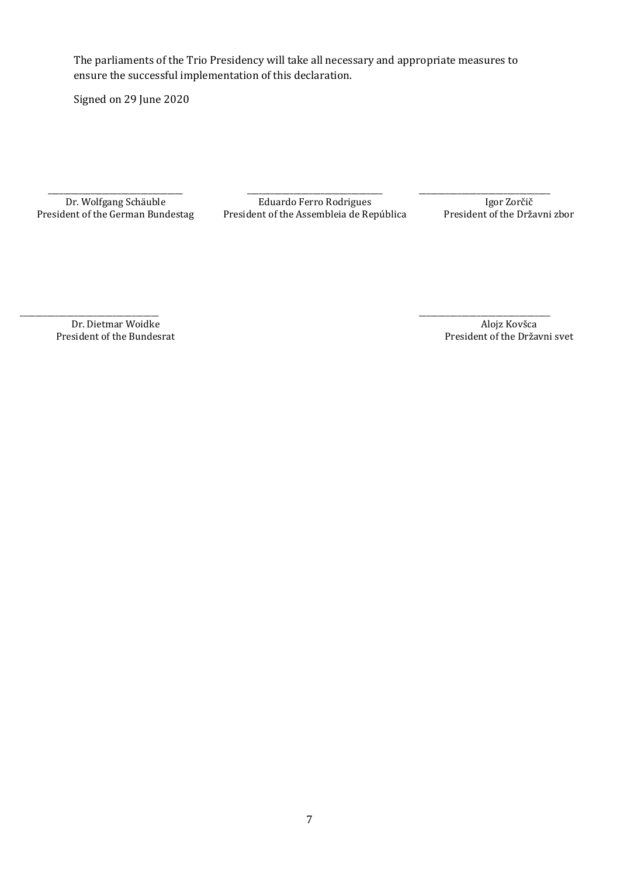The parliaments of the Trio Presidency will take all necessary and appropriate measures to ensure the successful implementation of this declaration.

Signed on 29 June 2020

_______________________________
Dr. Wolfgang Schäuble
President of the German Bundestag

_______________________________
Eduardo Ferro Rodrigues
President of the Assembleia de República

_______________________________
Igor Zorčič
President of the Državni zbor

_______________________________
Dr. Dietmar Woidke
President of the Bundesrat

_______________________________
Alojz Kovšca
President of the Državni svet